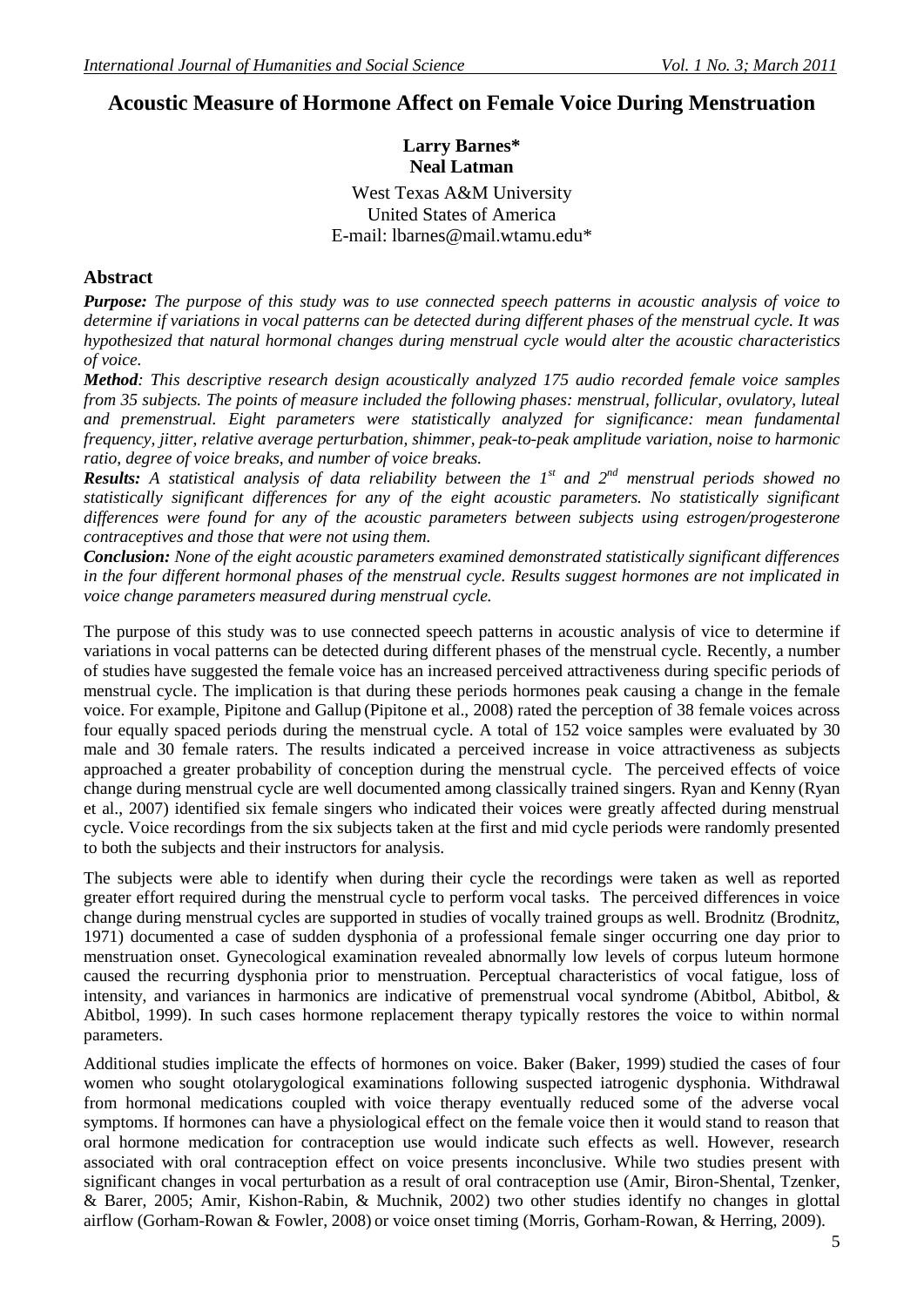# Acoustic Measure of Hormone Affect on Female Voice During Menstruation

**Larry Barnes***
**Neal Latman**

West Texas A&M University
United States of America
E-mail: lbarnes@mail.wtamu.edu*

## Abstract

***Purpose:*** *The purpose of this study was to use connected speech patterns in acoustic analysis of voice to determine if variations in vocal patterns can be detected during different phases of the menstrual cycle. It was hypothesized that natural hormonal changes during menstrual cycle would alter the acoustic characteristics of voice.*

***Method****: This descriptive research design acoustically analyzed 175 audio recorded female voice samples from 35 subjects. The points of measure included the following phases: menstrual, follicular, ovulatory, luteal and premenstrual. Eight parameters were statistically analyzed for significance: mean fundamental frequency, jitter, relative average perturbation, shimmer, peak-to-peak amplitude variation, noise to harmonic ratio, degree of voice breaks, and number of voice breaks.*

***Results:*** *A statistical analysis of data reliability between the 1st and 2nd menstrual periods showed no statistically significant differences for any of the eight acoustic parameters. No statistically significant differences were found for any of the acoustic parameters between subjects using estrogen/progesterone contraceptives and those that were not using them.*

***Conclusion:*** *None of the eight acoustic parameters examined demonstrated statistically significant differences in the four different hormonal phases of the menstrual cycle. Results suggest hormones are not implicated in voice change parameters measured during menstrual cycle.*

The purpose of this study was to use connected speech patterns in acoustic analysis of vice to determine if variations in vocal patterns can be detected during different phases of the menstrual cycle. Recently, a number of studies have suggested the female voice has an increased perceived attractiveness during specific periods of menstrual cycle. The implication is that during these periods hormones peak causing a change in the female voice. For example, Pipitone and Gallup (Pipitone et al., 2008) rated the perception of 38 female voices across four equally spaced periods during the menstrual cycle. A total of 152 voice samples were evaluated by 30 male and 30 female raters. The results indicated a perceived increase in voice attractiveness as subjects approached a greater probability of conception during the menstrual cycle. The perceived effects of voice change during menstrual cycle are well documented among classically trained singers. Ryan and Kenny (Ryan et al., 2007) identified six female singers who indicated their voices were greatly affected during menstrual cycle. Voice recordings from the six subjects taken at the first and mid cycle periods were randomly presented to both the subjects and their instructors for analysis.

The subjects were able to identify when during their cycle the recordings were taken as well as reported greater effort required during the menstrual cycle to perform vocal tasks. The perceived differences in voice change during menstrual cycles are supported in studies of vocally trained groups as well. Brodnitz (Brodnitz, 1971) documented a case of sudden dysphonia of a professional female singer occurring one day prior to menstruation onset. Gynecological examination revealed abnormally low levels of corpus luteum hormone caused the recurring dysphonia prior to menstruation. Perceptual characteristics of vocal fatigue, loss of intensity, and variances in harmonics are indicative of premenstrual vocal syndrome (Abitbol, Abitbol, & Abitbol, 1999). In such cases hormone replacement therapy typically restores the voice to within normal parameters.

Additional studies implicate the effects of hormones on voice. Baker (Baker, 1999) studied the cases of four women who sought otolarygological examinations following suspected iatrogenic dysphonia. Withdrawal from hormonal medications coupled with voice therapy eventually reduced some of the adverse vocal symptoms. If hormones can have a physiological effect on the female voice then it would stand to reason that oral hormone medication for contraception use would indicate such effects as well. However, research associated with oral contraception effect on voice presents inconclusive. While two studies present with significant changes in vocal perturbation as a result of oral contraception use (Amir, Biron-Shental, Tzenker, & Barer, 2005; Amir, Kishon-Rabin, & Muchnik, 2002) two other studies identify no changes in glottal airflow (Gorham-Rowan & Fowler, 2008) or voice onset timing (Morris, Gorham-Rowan, & Herring, 2009).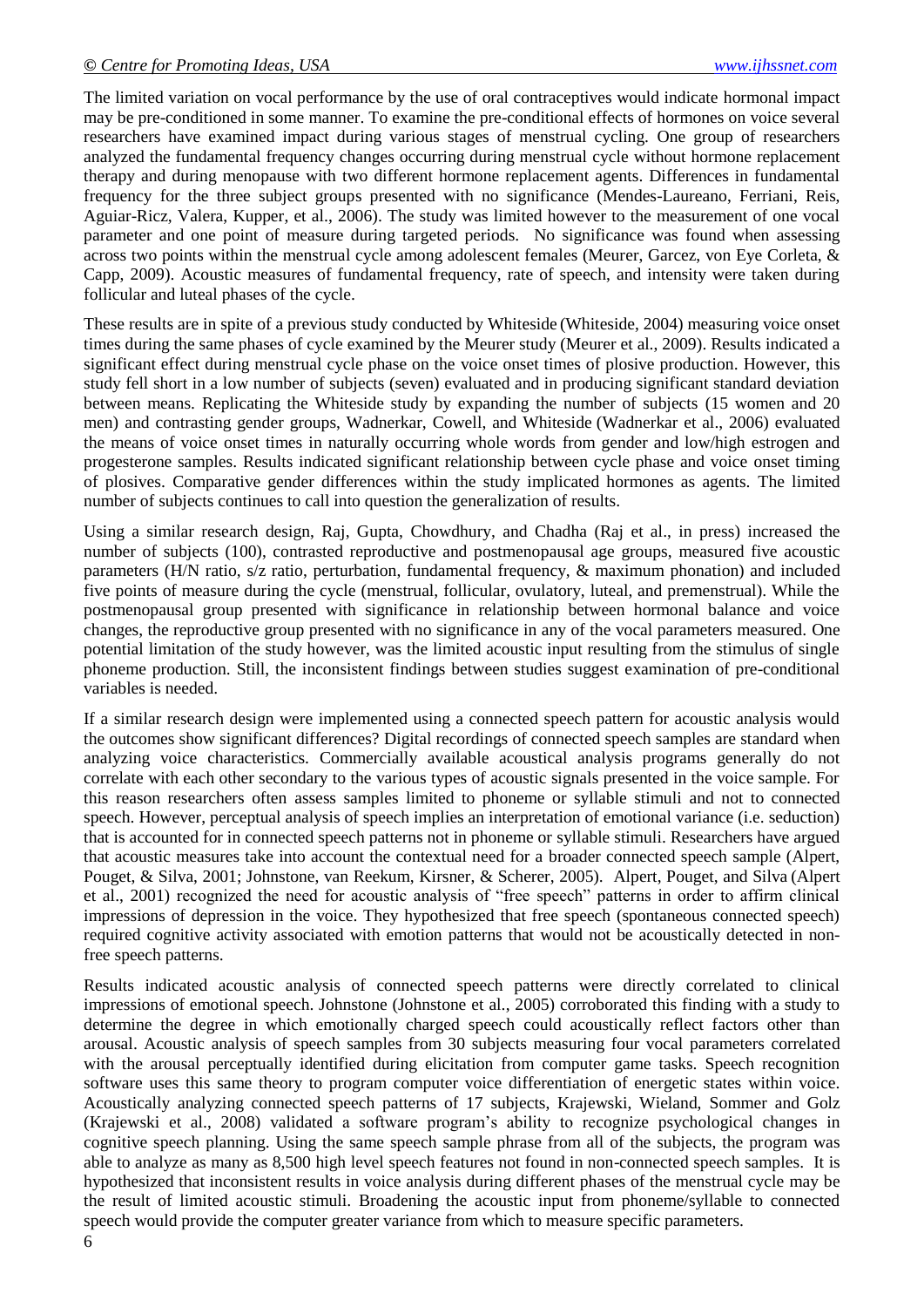The limited variation on vocal performance by the use of oral contraceptives would indicate hormonal impact may be pre-conditioned in some manner. To examine the pre-conditional effects of hormones on voice several researchers have examined impact during various stages of menstrual cycling. One group of researchers analyzed the fundamental frequency changes occurring during menstrual cycle without hormone replacement therapy and during menopause with two different hormone replacement agents. Differences in fundamental frequency for the three subject groups presented with no significance (Mendes-Laureano, Ferriani, Reis, Aguiar-Ricz, Valera, Kupper, et al., 2006). The study was limited however to the measurement of one vocal parameter and one point of measure during targeted periods. No significance was found when assessing across two points within the menstrual cycle among adolescent females (Meurer, Garcez, von Eye Corleta, & Capp, 2009). Acoustic measures of fundamental frequency, rate of speech, and intensity were taken during follicular and luteal phases of the cycle.

These results are in spite of a previous study conducted by Whiteside (Whiteside, 2004) measuring voice onset times during the same phases of cycle examined by the Meurer study (Meurer et al., 2009). Results indicated a significant effect during menstrual cycle phase on the voice onset times of plosive production. However, this study fell short in a low number of subjects (seven) evaluated and in producing significant standard deviation between means. Replicating the Whiteside study by expanding the number of subjects (15 women and 20 men) and contrasting gender groups, Wadnerkar, Cowell, and Whiteside (Wadnerkar et al., 2006) evaluated the means of voice onset times in naturally occurring whole words from gender and low/high estrogen and progesterone samples. Results indicated significant relationship between cycle phase and voice onset timing of plosives. Comparative gender differences within the study implicated hormones as agents. The limited number of subjects continues to call into question the generalization of results.

Using a similar research design, Raj, Gupta, Chowdhury, and Chadha (Raj et al., in press) increased the number of subjects (100), contrasted reproductive and postmenopausal age groups, measured five acoustic parameters (H/N ratio, s/z ratio, perturbation, fundamental frequency, & maximum phonation) and included five points of measure during the cycle (menstrual, follicular, ovulatory, luteal, and premenstrual). While the postmenopausal group presented with significance in relationship between hormonal balance and voice changes, the reproductive group presented with no significance in any of the vocal parameters measured. One potential limitation of the study however, was the limited acoustic input resulting from the stimulus of single phoneme production. Still, the inconsistent findings between studies suggest examination of pre-conditional variables is needed.

If a similar research design were implemented using a connected speech pattern for acoustic analysis would the outcomes show significant differences? Digital recordings of connected speech samples are standard when analyzing voice characteristics. Commercially available acoustical analysis programs generally do not correlate with each other secondary to the various types of acoustic signals presented in the voice sample. For this reason researchers often assess samples limited to phoneme or syllable stimuli and not to connected speech. However, perceptual analysis of speech implies an interpretation of emotional variance (i.e. seduction) that is accounted for in connected speech patterns not in phoneme or syllable stimuli. Researchers have argued that acoustic measures take into account the contextual need for a broader connected speech sample (Alpert, Pouget, & Silva, 2001; Johnstone, van Reekum, Kirsner, & Scherer, 2005). Alpert, Pouget, and Silva (Alpert et al., 2001) recognized the need for acoustic analysis of "free speech" patterns in order to affirm clinical impressions of depression in the voice. They hypothesized that free speech (spontaneous connected speech) required cognitive activity associated with emotion patterns that would not be acoustically detected in non-free speech patterns.

Results indicated acoustic analysis of connected speech patterns were directly correlated to clinical impressions of emotional speech. Johnstone (Johnstone et al., 2005) corroborated this finding with a study to determine the degree in which emotionally charged speech could acoustically reflect factors other than arousal. Acoustic analysis of speech samples from 30 subjects measuring four vocal parameters correlated with the arousal perceptually identified during elicitation from computer game tasks. Speech recognition software uses this same theory to program computer voice differentiation of energetic states within voice. Acoustically analyzing connected speech patterns of 17 subjects, Krajewski, Wieland, Sommer and Golz (Krajewski et al., 2008) validated a software program's ability to recognize psychological changes in cognitive speech planning. Using the same speech sample phrase from all of the subjects, the program was able to analyze as many as 8,500 high level speech features not found in non-connected speech samples. It is hypothesized that inconsistent results in voice analysis during different phases of the menstrual cycle may be the result of limited acoustic stimuli. Broadening the acoustic input from phoneme/syllable to connected speech would provide the computer greater variance from which to measure specific parameters.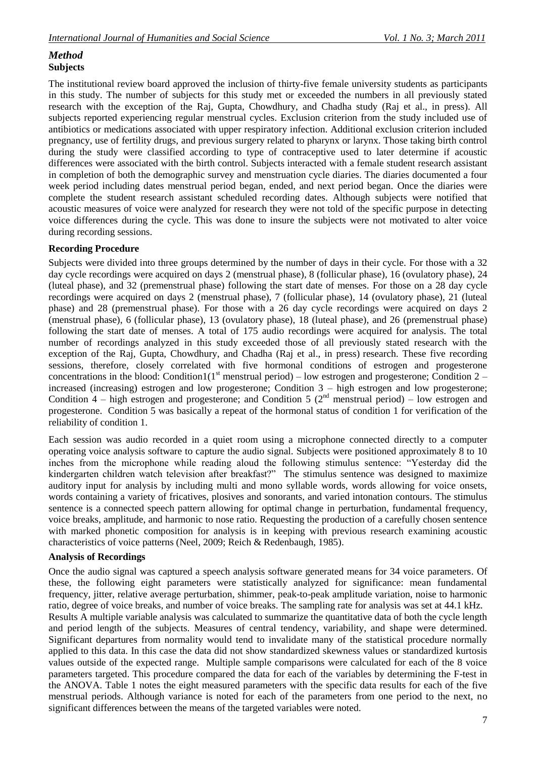## *Method*

### Subjects

The institutional review board approved the inclusion of thirty-five female university students as participants in this study. The number of subjects for this study met or exceeded the numbers in all previously stated research with the exception of the Raj, Gupta, Chowdhury, and Chadha study (Raj et al., in press). All subjects reported experiencing regular menstrual cycles. Exclusion criterion from the study included use of antibiotics or medications associated with upper respiratory infection. Additional exclusion criterion included pregnancy, use of fertility drugs, and previous surgery related to pharynx or larynx. Those taking birth control during the study were classified according to type of contraceptive used to later determine if acoustic differences were associated with the birth control. Subjects interacted with a female student research assistant in completion of both the demographic survey and menstruation cycle diaries. The diaries documented a four week period including dates menstrual period began, ended, and next period began. Once the diaries were complete the student research assistant scheduled recording dates. Although subjects were notified that acoustic measures of voice were analyzed for research they were not told of the specific purpose in detecting voice differences during the cycle. This was done to insure the subjects were not motivated to alter voice during recording sessions.

### Recording Procedure

Subjects were divided into three groups determined by the number of days in their cycle. For those with a 32 day cycle recordings were acquired on days 2 (menstrual phase), 8 (follicular phase), 16 (ovulatory phase), 24 (luteal phase), and 32 (premenstrual phase) following the start date of menses. For those on a 28 day cycle recordings were acquired on days 2 (menstrual phase), 7 (follicular phase), 14 (ovulatory phase), 21 (luteal phase) and 28 (premenstrual phase). For those with a 26 day cycle recordings were acquired on days 2 (menstrual phase), 6 (follicular phase), 13 (ovulatory phase), 18 (luteal phase), and 26 (premenstrual phase) following the start date of menses. A total of 175 audio recordings were acquired for analysis. The total number of recordings analyzed in this study exceeded those of all previously stated research with the exception of the Raj, Gupta, Chowdhury, and Chadha (Raj et al., in press) research. These five recording sessions, therefore, closely correlated with five hormonal conditions of estrogen and progesterone concentrations in the blood: Condition1(1$^{st}$ menstrual period) – low estrogen and progesterone; Condition 2 – increased (increasing) estrogen and low progesterone; Condition 3 – high estrogen and low progesterone; Condition 4 – high estrogen and progesterone; and Condition 5 (2$^{nd}$ menstrual period) – low estrogen and progesterone. Condition 5 was basically a repeat of the hormonal status of condition 1 for verification of the reliability of condition 1.

Each session was audio recorded in a quiet room using a microphone connected directly to a computer operating voice analysis software to capture the audio signal. Subjects were positioned approximately 8 to 10 inches from the microphone while reading aloud the following stimulus sentence: "Yesterday did the kindergarten children watch television after breakfast?" The stimulus sentence was designed to maximize auditory input for analysis by including multi and mono syllable words, words allowing for voice onsets, words containing a variety of fricatives, plosives and sonorants, and varied intonation contours. The stimulus sentence is a connected speech pattern allowing for optimal change in perturbation, fundamental frequency, voice breaks, amplitude, and harmonic to nose ratio. Requesting the production of a carefully chosen sentence with marked phonetic composition for analysis is in keeping with previous research examining acoustic characteristics of voice patterns (Neel, 2009; Reich & Redenbaugh, 1985).

### Analysis of Recordings

Once the audio signal was captured a speech analysis software generated means for 34 voice parameters. Of these, the following eight parameters were statistically analyzed for significance: mean fundamental frequency, jitter, relative average perturbation, shimmer, peak-to-peak amplitude variation, noise to harmonic ratio, degree of voice breaks, and number of voice breaks. The sampling rate for analysis was set at 44.1 kHz.

Results A multiple variable analysis was calculated to summarize the quantitative data of both the cycle length and period length of the subjects. Measures of central tendency, variability, and shape were determined. Significant departures from normality would tend to invalidate many of the statistical procedure normally applied to this data. In this case the data did not show standardized skewness values or standardized kurtosis values outside of the expected range. Multiple sample comparisons were calculated for each of the 8 voice parameters targeted. This procedure compared the data for each of the variables by determining the F-test in the ANOVA. Table 1 notes the eight measured parameters with the specific data results for each of the five menstrual periods. Although variance is noted for each of the parameters from one period to the next, no significant differences between the means of the targeted variables were noted.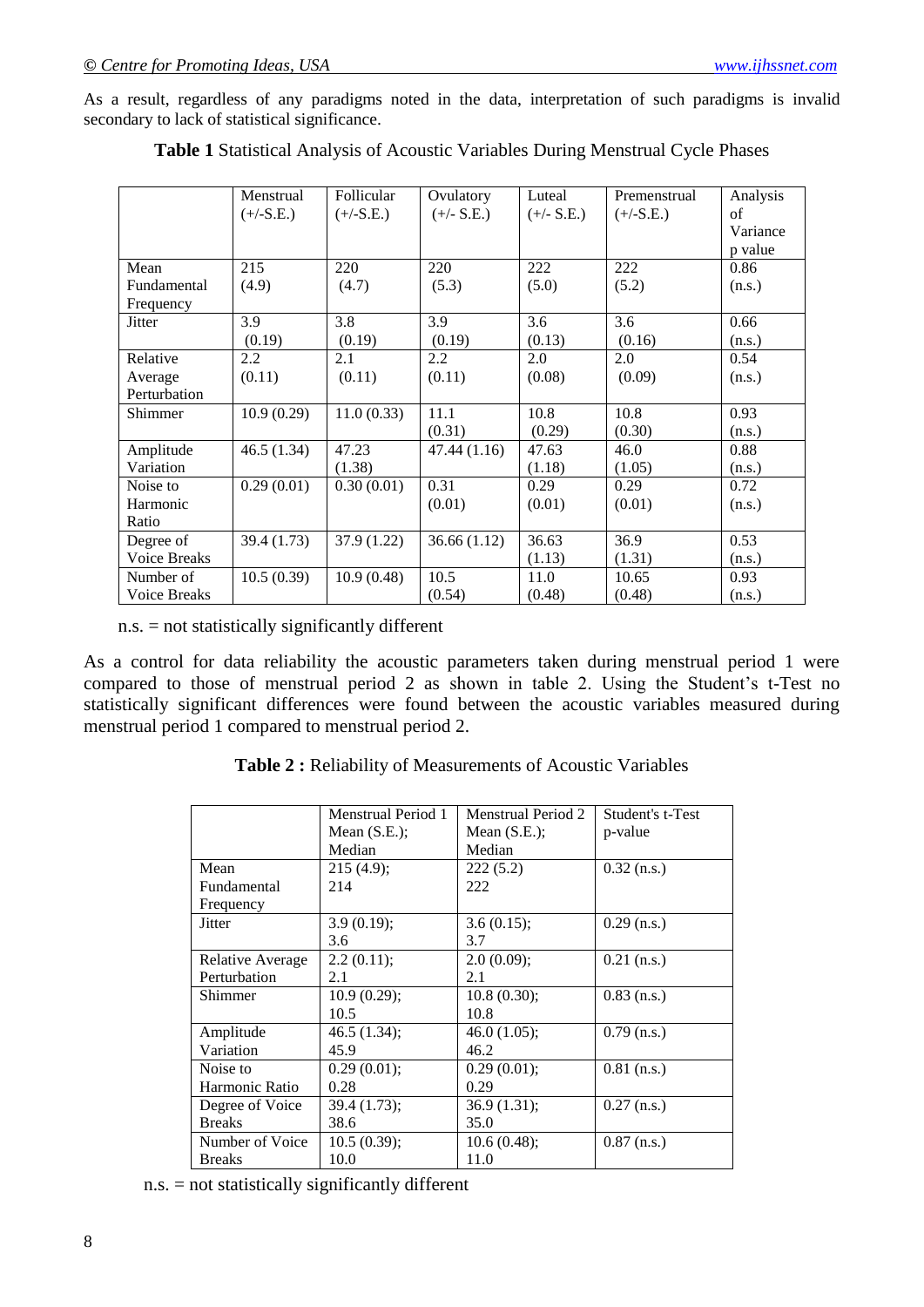As a result, regardless of any paradigms noted in the data, interpretation of such paradigms is invalid secondary to lack of statistical significance.

**Table 1** Statistical Analysis of Acoustic Variables During Menstrual Cycle Phases

| | Menstrual (+/-S.E.) | Follicular (+/-S.E.) | Ovulatory (+/- S.E.) | Luteal (+/- S.E.) | Premenstrual (+/-S.E.) | Analysis of Variance p value |
|---|---|---|---|---|---|---|
| Mean Fundamental Frequency | 215 (4.9) | 220 (4.7) | 220 (5.3) | 222 (5.0) | 222 (5.2) | 0.86 (n.s.) |
| Jitter | 3.9 (0.19) | 3.8 (0.19) | 3.9 (0.19) | 3.6 (0.13) | 3.6 (0.16) | 0.66 (n.s.) |
| Relative Average Perturbation | 2.2 (0.11) | 2.1 (0.11) | 2.2 (0.11) | 2.0 (0.08) | 2.0 (0.09) | 0.54 (n.s.) |
| Shimmer | 10.9 (0.29) | 11.0 (0.33) | 11.1 (0.31) | 10.8 (0.29) | 10.8 (0.30) | 0.93 (n.s.) |
| Amplitude Variation | 46.5 (1.34) | 47.23 (1.38) | 47.44 (1.16) | 47.63 (1.18) | 46.0 (1.05) | 0.88 (n.s.) |
| Noise to Harmonic Ratio | 0.29 (0.01) | 0.30 (0.01) | 0.31 (0.01) | 0.29 (0.01) | 0.29 (0.01) | 0.72 (n.s.) |
| Degree of Voice Breaks | 39.4 (1.73) | 37.9 (1.22) | 36.66 (1.12) | 36.63 (1.13) | 36.9 (1.31) | 0.53 (n.s.) |
| Number of Voice Breaks | 10.5 (0.39) | 10.9 (0.48) | 10.5 (0.54) | 11.0 (0.48) | 10.65 (0.48) | 0.93 (n.s.) |

n.s. = not statistically significantly different

As a control for data reliability the acoustic parameters taken during menstrual period 1 were compared to those of menstrual period 2 as shown in table 2. Using the Student's t-Test no statistically significant differences were found between the acoustic variables measured during menstrual period 1 compared to menstrual period 2.

**Table 2 :** Reliability of Measurements of Acoustic Variables

| | Menstrual Period 1 Mean (S.E.); Median | Menstrual Period 2 Mean (S.E.); Median | Student's t-Test p-value |
|---|---|---|---|
| Mean Fundamental Frequency | 215 (4.9); 214 | 222 (5.2) 222 | 0.32 (n.s.) |
| Jitter | 3.9 (0.19); 3.6 | 3.6 (0.15); 3.7 | 0.29 (n.s.) |
| Relative Average Perturbation | 2.2 (0.11); 2.1 | 2.0 (0.09); 2.1 | 0.21 (n.s.) |
| Shimmer | 10.9 (0.29); 10.5 | 10.8 (0.30); 10.8 | 0.83 (n.s.) |
| Amplitude Variation | 46.5 (1.34); 45.9 | 46.0 (1.05); 46.2 | 0.79 (n.s.) |
| Noise to Harmonic Ratio | 0.29 (0.01); 0.28 | 0.29 (0.01); 0.29 | 0.81 (n.s.) |
| Degree of Voice Breaks | 39.4 (1.73); 38.6 | 36.9 (1.31); 35.0 | 0.27 (n.s.) |
| Number of Voice Breaks | 10.5 (0.39); 10.0 | 10.6 (0.48); 11.0 | 0.87 (n.s.) |

n.s. = not statistically significantly different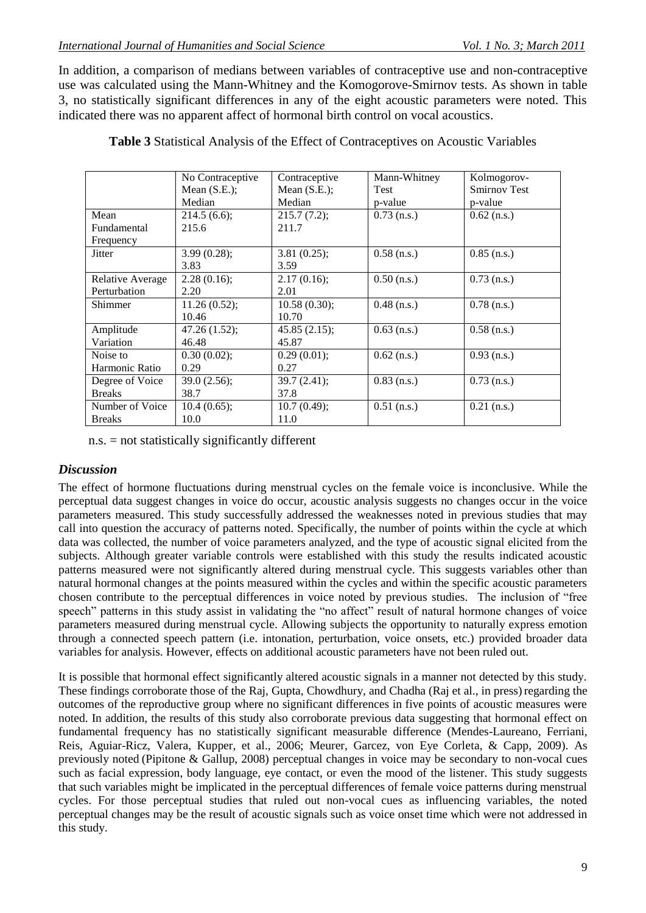In addition, a comparison of medians between variables of contraceptive use and non-contraceptive use was calculated using the Mann-Whitney and the Komogorove-Smirnov tests. As shown in table 3, no statistically significant differences in any of the eight acoustic parameters were noted. This indicated there was no apparent affect of hormonal birth control on vocal acoustics.

**Table 3** Statistical Analysis of the Effect of Contraceptives on Acoustic Variables

| | No Contraceptive Mean (S.E.); Median | Contraceptive Mean (S.E.); Median | Mann-Whitney Test p-value | Kolmogorov-Smirnov Test p-value |
|---|---|---|---|---|
| Mean Fundamental Frequency | 214.5 (6.6); 215.6 | 215.7 (7.2); 211.7 | 0.73 (n.s.) | 0.62 (n.s.) |
| Jitter | 3.99 (0.28); 3.83 | 3.81 (0.25); 3.59 | 0.58 (n.s.) | 0.85 (n.s.) |
| Relative Average Perturbation | 2.28 (0.16); 2.20 | 2.17 (0.16); 2.01 | 0.50 (n.s.) | 0.73 (n.s.) |
| Shimmer | 11.26 (0.52); 10.46 | 10.58 (0.30); 10.70 | 0.48 (n.s.) | 0.78 (n.s.) |
| Amplitude Variation | 47.26 (1.52); 46.48 | 45.85 (2.15); 45.87 | 0.63 (n.s.) | 0.58 (n.s.) |
| Noise to Harmonic Ratio | 0.30 (0.02); 0.29 | 0.29 (0.01); 0.27 | 0.62 (n.s.) | 0.93 (n.s.) |
| Degree of Voice Breaks | 39.0 (2.56); 38.7 | 39.7 (2.41); 37.8 | 0.83 (n.s.) | 0.73 (n.s.) |
| Number of Voice Breaks | 10.4 (0.65); 10.0 | 10.7 (0.49); 11.0 | 0.51 (n.s.) | 0.21 (n.s.) |

n.s. = not statistically significantly different

### *Discussion*

The effect of hormone fluctuations during menstrual cycles on the female voice is inconclusive. While the perceptual data suggest changes in voice do occur, acoustic analysis suggests no changes occur in the voice parameters measured. This study successfully addressed the weaknesses noted in previous studies that may call into question the accuracy of patterns noted. Specifically, the number of points within the cycle at which data was collected, the number of voice parameters analyzed, and the type of acoustic signal elicited from the subjects. Although greater variable controls were established with this study the results indicated acoustic patterns measured were not significantly altered during menstrual cycle. This suggests variables other than natural hormonal changes at the points measured within the cycles and within the specific acoustic parameters chosen contribute to the perceptual differences in voice noted by previous studies. The inclusion of "free speech" patterns in this study assist in validating the "no affect" result of natural hormone changes of voice parameters measured during menstrual cycle. Allowing subjects the opportunity to naturally express emotion through a connected speech pattern (i.e. intonation, perturbation, voice onsets, etc.) provided broader data variables for analysis. However, effects on additional acoustic parameters have not been ruled out.

It is possible that hormonal effect significantly altered acoustic signals in a manner not detected by this study. These findings corroborate those of the Raj, Gupta, Chowdhury, and Chadha (Raj et al., in press) regarding the outcomes of the reproductive group where no significant differences in five points of acoustic measures were noted. In addition, the results of this study also corroborate previous data suggesting that hormonal effect on fundamental frequency has no statistically significant measurable difference (Mendes-Laureano, Ferriani, Reis, Aguiar-Ricz, Valera, Kupper, et al., 2006; Meurer, Garcez, von Eye Corleta, & Capp, 2009). As previously noted (Pipitone & Gallup, 2008) perceptual changes in voice may be secondary to non-vocal cues such as facial expression, body language, eye contact, or even the mood of the listener. This study suggests that such variables might be implicated in the perceptual differences of female voice patterns during menstrual cycles. For those perceptual studies that ruled out non-vocal cues as influencing variables, the noted perceptual changes may be the result of acoustic signals such as voice onset time which were not addressed in this study.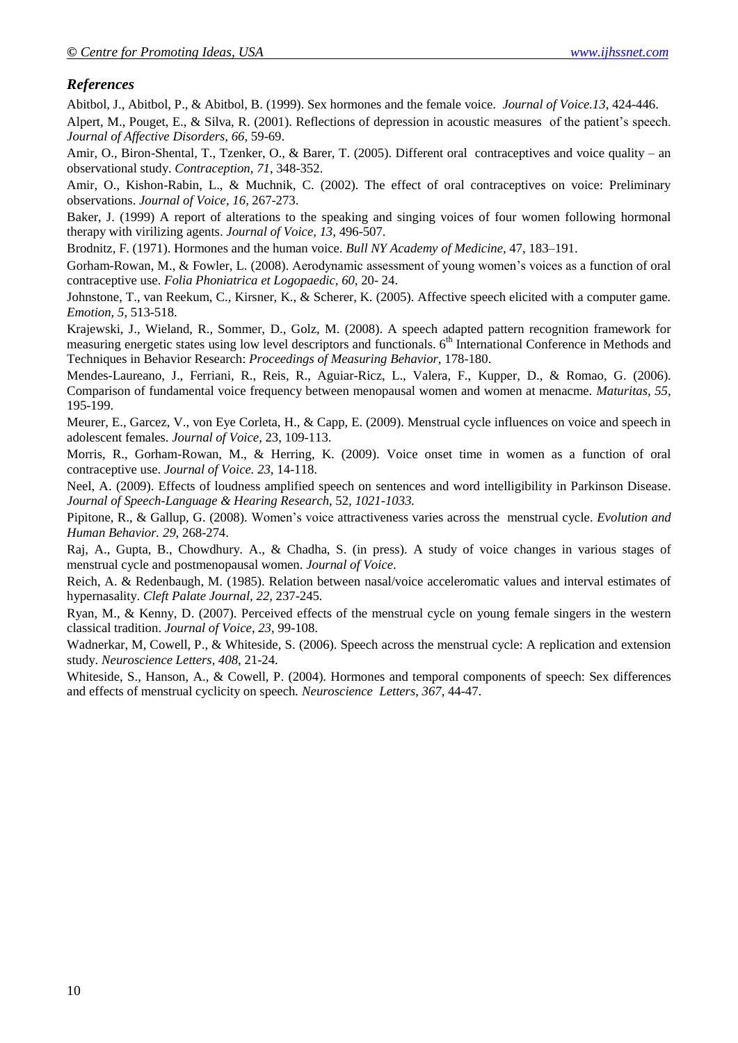### *References*

Abitbol, J., Abitbol, P., & Abitbol, B. (1999). Sex hormones and the female voice. *Journal of Voice.13*, 424-446.

Alpert, M., Pouget, E., & Silva, R. (2001). Reflections of depression in acoustic measures of the patient's speech. *Journal of Affective Disorders, 66*, 59-69.

Amir, O., Biron-Shental, T., Tzenker, O., & Barer, T. (2005). Different oral contraceptives and voice quality – an observational study. *Contraception, 71*, 348-352.

Amir, O., Kishon-Rabin, L., & Muchnik, C. (2002). The effect of oral contraceptives on voice: Preliminary observations. *Journal of Voice, 16*, 267-273.

Baker, J. (1999) A report of alterations to the speaking and singing voices of four women following hormonal therapy with virilizing agents. *Journal of Voice, 13*, 496-507.

Brodnitz, F. (1971). Hormones and the human voice. *Bull NY Academy of Medicine*, 47, 183–191.

Gorham-Rowan, M., & Fowler, L. (2008). Aerodynamic assessment of young women's voices as a function of oral contraceptive use. *Folia Phoniatrica et Logopaedic, 60*, 20- 24.

Johnstone, T., van Reekum, C., Kirsner, K., & Scherer, K. (2005). Affective speech elicited with a computer game. *Emotion, 5*, 513-518.

Krajewski, J., Wieland, R., Sommer, D., Golz, M. (2008). A speech adapted pattern recognition framework for measuring energetic states using low level descriptors and functionals. 6th International Conference in Methods and Techniques in Behavior Research: *Proceedings of Measuring Behavior*, 178-180.

Mendes-Laureano, J., Ferriani, R., Reis, R., Aguiar-Ricz, L., Valera, F., Kupper, D., & Romao, G. (2006). Comparison of fundamental voice frequency between menopausal women and women at menacme. *Maturitas, 55*, 195-199.

Meurer, E., Garcez, V., von Eye Corleta, H., & Capp, E. (2009). Menstrual cycle influences on voice and speech in adolescent females. *Journal of Voice,* 23, 109-113.

Morris, R., Gorham-Rowan, M., & Herring, K. (2009). Voice onset time in women as a function of oral contraceptive use. *Journal of Voice. 23*, 14-118.

Neel, A. (2009). Effects of loudness amplified speech on sentences and word intelligibility in Parkinson Disease. *Journal of Speech-Language & Hearing Research,* 52*, 1021-1033.*

Pipitone, R., & Gallup, G. (2008). Women's voice attractiveness varies across the menstrual cycle. *Evolution and Human Behavior. 29*, 268-274.

Raj, A., Gupta, B., Chowdhury. A., & Chadha, S. (in press). A study of voice changes in various stages of menstrual cycle and postmenopausal women. *Journal of Voice.*

Reich, A. & Redenbaugh, M. (1985). Relation between nasal/voice acceleromatic values and interval estimates of hypernasality. *Cleft Palate Journal, 22*, 237-245.

Ryan, M., & Kenny, D. (2007). Perceived effects of the menstrual cycle on young female singers in the western classical tradition. *Journal of Voice, 23*, 99-108.

Wadnerkar, M, Cowell, P., & Whiteside, S. (2006). Speech across the menstrual cycle: A replication and extension study. *Neuroscience Letters, 408*, 21-24.

Whiteside, S., Hanson, A., & Cowell, P. (2004). Hormones and temporal components of speech: Sex differences and effects of menstrual cyclicity on speech. *Neuroscience Letters, 367*, 44-47.